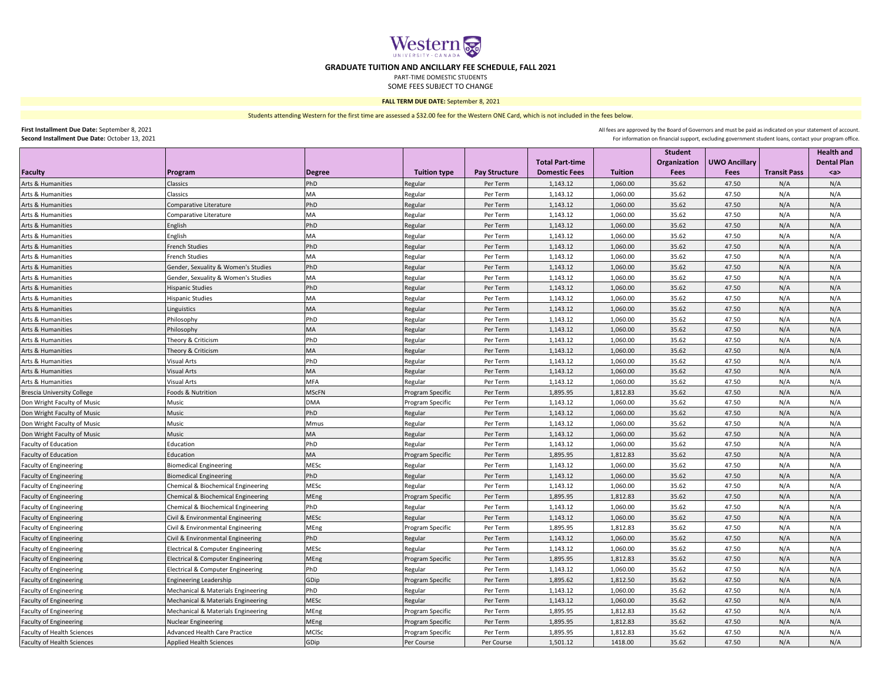Western UNIVERSITY · CANADA

# GRADUATE TUITION AND ANCILLARY FEE SCHEDULE, FALL 2021

PART-TIME DOMESTIC STUDENTS

SOME FEES SUBJECT TO CHANGE

**FALL TERM DUE DATE:** September 8, 2021

Students attending Western for the first time are assessed a $32.00 fee for the Western ONE Card, which is not included in the fees below.

**First Installment Due Date:** September 8, 2021
**Second Installment Due Date:** October 13, 2021

All fees are approved by the Board of Governors and must be paid as indicated on your statement of account.
For information on financial support, excluding government student loans, contact your program office.

| Faculty | Program | Degree | Tuition type | Pay Structure | Total Part-time Domestic Fees | Tuition | Student Organization Fees | UWO Ancillary Fees | Transit Pass | Health and Dental Plan <a> |
|---|---|---|---|---|---|---|---|---|---|---|
| Arts & Humanities | Classics | PhD | Regular | Per Term | 1,143.12 | 1,060.00 | 35.62 | 47.50 | N/A | N/A |
| Arts & Humanities | Classics | MA | Regular | Per Term | 1,143.12 | 1,060.00 | 35.62 | 47.50 | N/A | N/A |
| Arts & Humanities | Comparative Literature | PhD | Regular | Per Term | 1,143.12 | 1,060.00 | 35.62 | 47.50 | N/A | N/A |
| Arts & Humanities | Comparative Literature | MA | Regular | Per Term | 1,143.12 | 1,060.00 | 35.62 | 47.50 | N/A | N/A |
| Arts & Humanities | English | PhD | Regular | Per Term | 1,143.12 | 1,060.00 | 35.62 | 47.50 | N/A | N/A |
| Arts & Humanities | English | MA | Regular | Per Term | 1,143.12 | 1,060.00 | 35.62 | 47.50 | N/A | N/A |
| Arts & Humanities | French Studies | PhD | Regular | Per Term | 1,143.12 | 1,060.00 | 35.62 | 47.50 | N/A | N/A |
| Arts & Humanities | French Studies | MA | Regular | Per Term | 1,143.12 | 1,060.00 | 35.62 | 47.50 | N/A | N/A |
| Arts & Humanities | Gender, Sexuality & Women's Studies | PhD | Regular | Per Term | 1,143.12 | 1,060.00 | 35.62 | 47.50 | N/A | N/A |
| Arts & Humanities | Gender, Sexuality & Women's Studies | MA | Regular | Per Term | 1,143.12 | 1,060.00 | 35.62 | 47.50 | N/A | N/A |
| Arts & Humanities | Hispanic Studies | PhD | Regular | Per Term | 1,143.12 | 1,060.00 | 35.62 | 47.50 | N/A | N/A |
| Arts & Humanities | Hispanic Studies | MA | Regular | Per Term | 1,143.12 | 1,060.00 | 35.62 | 47.50 | N/A | N/A |
| Arts & Humanities | Linguistics | MA | Regular | Per Term | 1,143.12 | 1,060.00 | 35.62 | 47.50 | N/A | N/A |
| Arts & Humanities | Philosophy | PhD | Regular | Per Term | 1,143.12 | 1,060.00 | 35.62 | 47.50 | N/A | N/A |
| Arts & Humanities | Philosophy | MA | Regular | Per Term | 1,143.12 | 1,060.00 | 35.62 | 47.50 | N/A | N/A |
| Arts & Humanities | Theory & Criticism | PhD | Regular | Per Term | 1,143.12 | 1,060.00 | 35.62 | 47.50 | N/A | N/A |
| Arts & Humanities | Theory & Criticism | MA | Regular | Per Term | 1,143.12 | 1,060.00 | 35.62 | 47.50 | N/A | N/A |
| Arts & Humanities | Visual Arts | PhD | Regular | Per Term | 1,143.12 | 1,060.00 | 35.62 | 47.50 | N/A | N/A |
| Arts & Humanities | Visual Arts | MA | Regular | Per Term | 1,143.12 | 1,060.00 | 35.62 | 47.50 | N/A | N/A |
| Arts & Humanities | Visual Arts | MFA | Regular | Per Term | 1,143.12 | 1,060.00 | 35.62 | 47.50 | N/A | N/A |
| Brescia University College | Foods & Nutrition | MScFN | Program Specific | Per Term | 1,895.95 | 1,812.83 | 35.62 | 47.50 | N/A | N/A |
| Don Wright Faculty of Music | Music | DMA | Program Specific | Per Term | 1,143.12 | 1,060.00 | 35.62 | 47.50 | N/A | N/A |
| Don Wright Faculty of Music | Music | PhD | Regular | Per Term | 1,143.12 | 1,060.00 | 35.62 | 47.50 | N/A | N/A |
| Don Wright Faculty of Music | Music | Mmus | Regular | Per Term | 1,143.12 | 1,060.00 | 35.62 | 47.50 | N/A | N/A |
| Don Wright Faculty of Music | Music | MA | Regular | Per Term | 1,143.12 | 1,060.00 | 35.62 | 47.50 | N/A | N/A |
| Faculty of Education | Education | PhD | Regular | Per Term | 1,143.12 | 1,060.00 | 35.62 | 47.50 | N/A | N/A |
| Faculty of Education | Education | MA | Program Specific | Per Term | 1,895.95 | 1,812.83 | 35.62 | 47.50 | N/A | N/A |
| Faculty of Engineering | Biomedical Engineering | MESc | Regular | Per Term | 1,143.12 | 1,060.00 | 35.62 | 47.50 | N/A | N/A |
| Faculty of Engineering | Biomedical Engineering | PhD | Regular | Per Term | 1,143.12 | 1,060.00 | 35.62 | 47.50 | N/A | N/A |
| Faculty of Engineering | Chemical & Biochemical Engineering | MESc | Regular | Per Term | 1,143.12 | 1,060.00 | 35.62 | 47.50 | N/A | N/A |
| Faculty of Engineering | Chemical & Biochemical Engineering | MEng | Program Specific | Per Term | 1,895.95 | 1,812.83 | 35.62 | 47.50 | N/A | N/A |
| Faculty of Engineering | Chemical & Biochemical Engineering | PhD | Regular | Per Term | 1,143.12 | 1,060.00 | 35.62 | 47.50 | N/A | N/A |
| Faculty of Engineering | Civil & Environmental Engineering | MESc | Regular | Per Term | 1,143.12 | 1,060.00 | 35.62 | 47.50 | N/A | N/A |
| Faculty of Engineering | Civil & Environmental Engineering | MEng | Program Specific | Per Term | 1,895.95 | 1,812.83 | 35.62 | 47.50 | N/A | N/A |
| Faculty of Engineering | Civil & Environmental Engineering | PhD | Regular | Per Term | 1,143.12 | 1,060.00 | 35.62 | 47.50 | N/A | N/A |
| Faculty of Engineering | Electrical & Computer Engineering | MESc | Regular | Per Term | 1,143.12 | 1,060.00 | 35.62 | 47.50 | N/A | N/A |
| Faculty of Engineering | Electrical & Computer Engineering | MEng | Program Specific | Per Term | 1,895.95 | 1,812.83 | 35.62 | 47.50 | N/A | N/A |
| Faculty of Engineering | Electrical & Computer Engineering | PhD | Regular | Per Term | 1,143.12 | 1,060.00 | 35.62 | 47.50 | N/A | N/A |
| Faculty of Engineering | Engineering Leadership | GDip | Program Specific | Per Term | 1,895.62 | 1,812.50 | 35.62 | 47.50 | N/A | N/A |
| Faculty of Engineering | Mechanical & Materials Engineering | PhD | Regular | Per Term | 1,143.12 | 1,060.00 | 35.62 | 47.50 | N/A | N/A |
| Faculty of Engineering | Mechanical & Materials Engineering | MESc | Regular | Per Term | 1,143.12 | 1,060.00 | 35.62 | 47.50 | N/A | N/A |
| Faculty of Engineering | Mechanical & Materials Engineering | MEng | Program Specific | Per Term | 1,895.95 | 1,812.83 | 35.62 | 47.50 | N/A | N/A |
| Faculty of Engineering | Nuclear Engineering | MEng | Program Specific | Per Term | 1,895.95 | 1,812.83 | 35.62 | 47.50 | N/A | N/A |
| Faculty of Health Sciences | Advanced Health Care Practice | MClSc | Program Specific | Per Term | 1,895.95 | 1,812.83 | 35.62 | 47.50 | N/A | N/A |
| Faculty of Health Sciences | Applied Health Sciences | GDip | Per Course | Per Course | 1,501.12 | 1418.00 | 35.62 | 47.50 | N/A | N/A |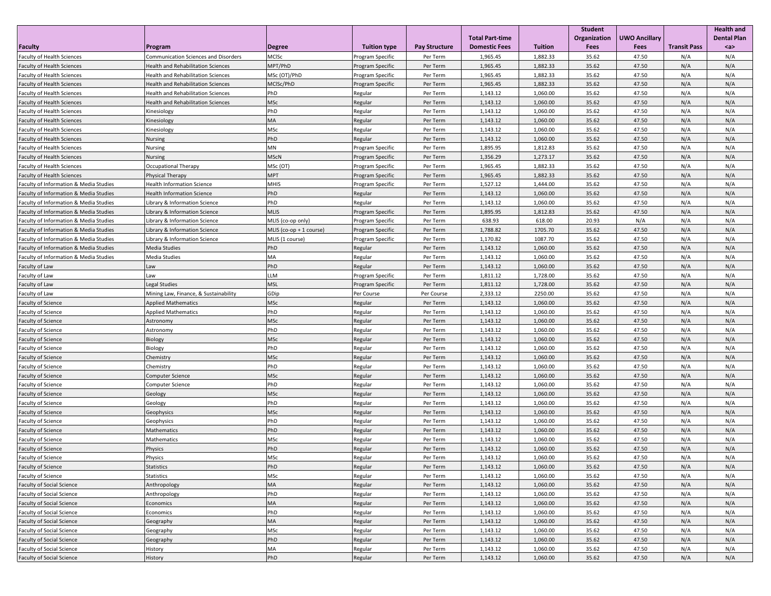| Faculty | Program | Degree | Tuition type | Pay Structure | Total Part-time Domestic Fees | Tuition | Student Organization Fees | UWO Ancillary Fees | Transit Pass | Health and Dental Plan <a> |
|---|---|---|---|---|---|---|---|---|---|---|
| Faculty of Health Sciences | Communication Sciences and Disorders | MClSc | Program Specific | Per Term | 1,965.45 | 1,882.33 | 35.62 | 47.50 | N/A | N/A |
| Faculty of Health Sciences | Health and Rehabilitation Sciences | MPT/PhD | Program Specific | Per Term | 1,965.45 | 1,882.33 | 35.62 | 47.50 | N/A | N/A |
| Faculty of Health Sciences | Health and Rehabilitation Sciences | MSc (OT)/PhD | Program Specific | Per Term | 1,965.45 | 1,882.33 | 35.62 | 47.50 | N/A | N/A |
| Faculty of Health Sciences | Health and Rehabilitation Sciences | MClSc/PhD | Program Specific | Per Term | 1,965.45 | 1,882.33 | 35.62 | 47.50 | N/A | N/A |
| Faculty of Health Sciences | Health and Rehabilitation Sciences | PhD | Regular | Per Term | 1,143.12 | 1,060.00 | 35.62 | 47.50 | N/A | N/A |
| Faculty of Health Sciences | Health and Rehabilitation Sciences | MSc | Regular | Per Term | 1,143.12 | 1,060.00 | 35.62 | 47.50 | N/A | N/A |
| Faculty of Health Sciences | Kinesiology | PhD | Regular | Per Term | 1,143.12 | 1,060.00 | 35.62 | 47.50 | N/A | N/A |
| Faculty of Health Sciences | Kinesiology | MA | Regular | Per Term | 1,143.12 | 1,060.00 | 35.62 | 47.50 | N/A | N/A |
| Faculty of Health Sciences | Kinesiology | MSc | Regular | Per Term | 1,143.12 | 1,060.00 | 35.62 | 47.50 | N/A | N/A |
| Faculty of Health Sciences | Nursing | PhD | Regular | Per Term | 1,143.12 | 1,060.00 | 35.62 | 47.50 | N/A | N/A |
| Faculty of Health Sciences | Nursing | MN | Program Specific | Per Term | 1,895.95 | 1,812.83 | 35.62 | 47.50 | N/A | N/A |
| Faculty of Health Sciences | Nursing | MScN | Program Specific | Per Term | 1,356.29 | 1,273.17 | 35.62 | 47.50 | N/A | N/A |
| Faculty of Health Sciences | Occupational Therapy | MSc (OT) | Program Specific | Per Term | 1,965.45 | 1,882.33 | 35.62 | 47.50 | N/A | N/A |
| Faculty of Health Sciences | Physical Therapy | MPT | Program Specific | Per Term | 1,965.45 | 1,882.33 | 35.62 | 47.50 | N/A | N/A |
| Faculty of Information & Media Studies | Health Information Science | MHIS | Program Specific | Per Term | 1,527.12 | 1,444.00 | 35.62 | 47.50 | N/A | N/A |
| Faculty of Information & Media Studies | Health Information Science | PhD | Regular | Per Term | 1,143.12 | 1,060.00 | 35.62 | 47.50 | N/A | N/A |
| Faculty of Information & Media Studies | Library & Information Science | PhD | Regular | Per Term | 1,143.12 | 1,060.00 | 35.62 | 47.50 | N/A | N/A |
| Faculty of Information & Media Studies | Library & Information Science | MLIS | Program Specific | Per Term | 1,895.95 | 1,812.83 | 35.62 | 47.50 | N/A | N/A |
| Faculty of Information & Media Studies | Library & Information Science | MLIS (co-op only) | Program Specific | Per Term | 638.93 | 618.00 | 20.93 | N/A | N/A | N/A |
| Faculty of Information & Media Studies | Library & Information Science | MLIS (co-op + 1 course) | Program Specific | Per Term | 1,788.82 | 1705.70 | 35.62 | 47.50 | N/A | N/A |
| Faculty of Information & Media Studies | Library & Information Science | MLIS (1 course) | Program Specific | Per Term | 1,170.82 | 1087.70 | 35.62 | 47.50 | N/A | N/A |
| Faculty of Information & Media Studies | Media Studies | PhD | Regular | Per Term | 1,143.12 | 1,060.00 | 35.62 | 47.50 | N/A | N/A |
| Faculty of Information & Media Studies | Media Studies | MA | Regular | Per Term | 1,143.12 | 1,060.00 | 35.62 | 47.50 | N/A | N/A |
| Faculty of Law | Law | PhD | Regular | Per Term | 1,143.12 | 1,060.00 | 35.62 | 47.50 | N/A | N/A |
| Faculty of Law | Law | LLM | Program Specific | Per Term | 1,811.12 | 1,728.00 | 35.62 | 47.50 | N/A | N/A |
| Faculty of Law | Legal Studies | MSL | Program Specific | Per Term | 1,811.12 | 1,728.00 | 35.62 | 47.50 | N/A | N/A |
| Faculty of Law | Mining Law, Finance, & Sustainability | GDip | Per Course | Per Course | 2,333.12 | 2250.00 | 35.62 | 47.50 | N/A | N/A |
| Faculty of Science | Applied Mathematics | MSc | Regular | Per Term | 1,143.12 | 1,060.00 | 35.62 | 47.50 | N/A | N/A |
| Faculty of Science | Applied Mathematics | PhD | Regular | Per Term | 1,143.12 | 1,060.00 | 35.62 | 47.50 | N/A | N/A |
| Faculty of Science | Astronomy | MSc | Regular | Per Term | 1,143.12 | 1,060.00 | 35.62 | 47.50 | N/A | N/A |
| Faculty of Science | Astronomy | PhD | Regular | Per Term | 1,143.12 | 1,060.00 | 35.62 | 47.50 | N/A | N/A |
| Faculty of Science | Biology | MSc | Regular | Per Term | 1,143.12 | 1,060.00 | 35.62 | 47.50 | N/A | N/A |
| Faculty of Science | Biology | PhD | Regular | Per Term | 1,143.12 | 1,060.00 | 35.62 | 47.50 | N/A | N/A |
| Faculty of Science | Chemistry | MSc | Regular | Per Term | 1,143.12 | 1,060.00 | 35.62 | 47.50 | N/A | N/A |
| Faculty of Science | Chemistry | PhD | Regular | Per Term | 1,143.12 | 1,060.00 | 35.62 | 47.50 | N/A | N/A |
| Faculty of Science | Computer Science | MSc | Regular | Per Term | 1,143.12 | 1,060.00 | 35.62 | 47.50 | N/A | N/A |
| Faculty of Science | Computer Science | PhD | Regular | Per Term | 1,143.12 | 1,060.00 | 35.62 | 47.50 | N/A | N/A |
| Faculty of Science | Geology | MSc | Regular | Per Term | 1,143.12 | 1,060.00 | 35.62 | 47.50 | N/A | N/A |
| Faculty of Science | Geology | PhD | Regular | Per Term | 1,143.12 | 1,060.00 | 35.62 | 47.50 | N/A | N/A |
| Faculty of Science | Geophysics | MSc | Regular | Per Term | 1,143.12 | 1,060.00 | 35.62 | 47.50 | N/A | N/A |
| Faculty of Science | Geophysics | PhD | Regular | Per Term | 1,143.12 | 1,060.00 | 35.62 | 47.50 | N/A | N/A |
| Faculty of Science | Mathematics | PhD | Regular | Per Term | 1,143.12 | 1,060.00 | 35.62 | 47.50 | N/A | N/A |
| Faculty of Science | Mathematics | MSc | Regular | Per Term | 1,143.12 | 1,060.00 | 35.62 | 47.50 | N/A | N/A |
| Faculty of Science | Physics | PhD | Regular | Per Term | 1,143.12 | 1,060.00 | 35.62 | 47.50 | N/A | N/A |
| Faculty of Science | Physics | MSc | Regular | Per Term | 1,143.12 | 1,060.00 | 35.62 | 47.50 | N/A | N/A |
| Faculty of Science | Statistics | PhD | Regular | Per Term | 1,143.12 | 1,060.00 | 35.62 | 47.50 | N/A | N/A |
| Faculty of Science | Statistics | MSc | Regular | Per Term | 1,143.12 | 1,060.00 | 35.62 | 47.50 | N/A | N/A |
| Faculty of Social Science | Anthropology | MA | Regular | Per Term | 1,143.12 | 1,060.00 | 35.62 | 47.50 | N/A | N/A |
| Faculty of Social Science | Anthropology | PhD | Regular | Per Term | 1,143.12 | 1,060.00 | 35.62 | 47.50 | N/A | N/A |
| Faculty of Social Science | Economics | MA | Regular | Per Term | 1,143.12 | 1,060.00 | 35.62 | 47.50 | N/A | N/A |
| Faculty of Social Science | Economics | PhD | Regular | Per Term | 1,143.12 | 1,060.00 | 35.62 | 47.50 | N/A | N/A |
| Faculty of Social Science | Geography | MA | Regular | Per Term | 1,143.12 | 1,060.00 | 35.62 | 47.50 | N/A | N/A |
| Faculty of Social Science | Geography | MSc | Regular | Per Term | 1,143.12 | 1,060.00 | 35.62 | 47.50 | N/A | N/A |
| Faculty of Social Science | Geography | PhD | Regular | Per Term | 1,143.12 | 1,060.00 | 35.62 | 47.50 | N/A | N/A |
| Faculty of Social Science | History | MA | Regular | Per Term | 1,143.12 | 1,060.00 | 35.62 | 47.50 | N/A | N/A |
| Faculty of Social Science | History | PhD | Regular | Per Term | 1,143.12 | 1,060.00 | 35.62 | 47.50 | N/A | N/A |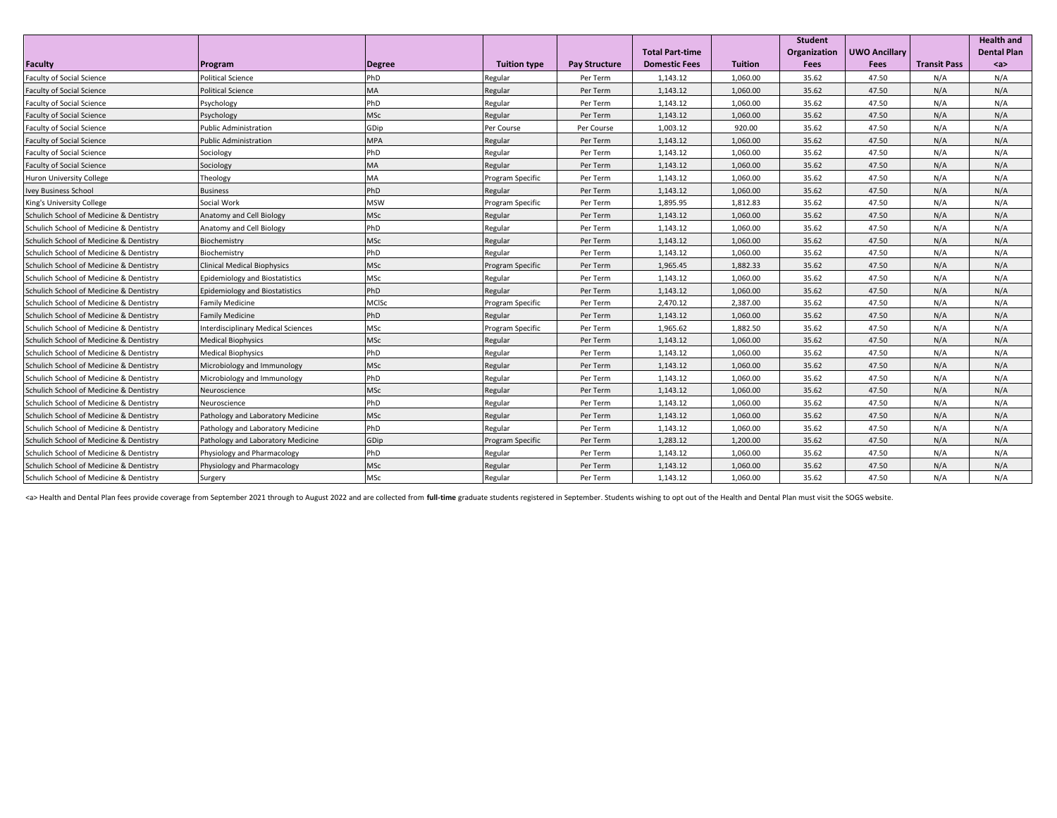| Faculty | Program | Degree | Tuition type | Pay Structure | Total Part-time Domestic Fees | Tuition | Student Organization Fees | UWO Ancillary Fees | Transit Pass | Health and Dental Plan <a> |
|---|---|---|---|---|---|---|---|---|---|---|
| Faculty of Social Science | Political Science | PhD | Regular | Per Term | 1,143.12 | 1,060.00 | 35.62 | 47.50 | N/A | N/A |
| Faculty of Social Science | Political Science | MA | Regular | Per Term | 1,143.12 | 1,060.00 | 35.62 | 47.50 | N/A | N/A |
| Faculty of Social Science | Psychology | PhD | Regular | Per Term | 1,143.12 | 1,060.00 | 35.62 | 47.50 | N/A | N/A |
| Faculty of Social Science | Psychology | MSc | Regular | Per Term | 1,143.12 | 1,060.00 | 35.62 | 47.50 | N/A | N/A |
| Faculty of Social Science | Public Administration | GDip | Per Course | Per Course | 1,003.12 | 920.00 | 35.62 | 47.50 | N/A | N/A |
| Faculty of Social Science | Public Administration | MPA | Regular | Per Term | 1,143.12 | 1,060.00 | 35.62 | 47.50 | N/A | N/A |
| Faculty of Social Science | Sociology | PhD | Regular | Per Term | 1,143.12 | 1,060.00 | 35.62 | 47.50 | N/A | N/A |
| Faculty of Social Science | Sociology | MA | Regular | Per Term | 1,143.12 | 1,060.00 | 35.62 | 47.50 | N/A | N/A |
| Huron University College | Theology | MA | Program Specific | Per Term | 1,143.12 | 1,060.00 | 35.62 | 47.50 | N/A | N/A |
| Ivey Business School | Business | PhD | Regular | Per Term | 1,143.12 | 1,060.00 | 35.62 | 47.50 | N/A | N/A |
| King's University College | Social Work | MSW | Program Specific | Per Term | 1,895.95 | 1,812.83 | 35.62 | 47.50 | N/A | N/A |
| Schulich School of Medicine & Dentistry | Anatomy and Cell Biology | MSc | Regular | Per Term | 1,143.12 | 1,060.00 | 35.62 | 47.50 | N/A | N/A |
| Schulich School of Medicine & Dentistry | Anatomy and Cell Biology | PhD | Regular | Per Term | 1,143.12 | 1,060.00 | 35.62 | 47.50 | N/A | N/A |
| Schulich School of Medicine & Dentistry | Biochemistry | MSc | Regular | Per Term | 1,143.12 | 1,060.00 | 35.62 | 47.50 | N/A | N/A |
| Schulich School of Medicine & Dentistry | Biochemistry | PhD | Regular | Per Term | 1,143.12 | 1,060.00 | 35.62 | 47.50 | N/A | N/A |
| Schulich School of Medicine & Dentistry | Clinical Medical Biophysics | MSc | Program Specific | Per Term | 1,965.45 | 1,882.33 | 35.62 | 47.50 | N/A | N/A |
| Schulich School of Medicine & Dentistry | Epidemiology and Biostatistics | MSc | Regular | Per Term | 1,143.12 | 1,060.00 | 35.62 | 47.50 | N/A | N/A |
| Schulich School of Medicine & Dentistry | Epidemiology and Biostatistics | PhD | Regular | Per Term | 1,143.12 | 1,060.00 | 35.62 | 47.50 | N/A | N/A |
| Schulich School of Medicine & Dentistry | Family Medicine | MClSc | Program Specific | Per Term | 2,470.12 | 2,387.00 | 35.62 | 47.50 | N/A | N/A |
| Schulich School of Medicine & Dentistry | Family Medicine | PhD | Regular | Per Term | 1,143.12 | 1,060.00 | 35.62 | 47.50 | N/A | N/A |
| Schulich School of Medicine & Dentistry | Interdisciplinary Medical Sciences | MSc | Program Specific | Per Term | 1,965.62 | 1,882.50 | 35.62 | 47.50 | N/A | N/A |
| Schulich School of Medicine & Dentistry | Medical Biophysics | MSc | Regular | Per Term | 1,143.12 | 1,060.00 | 35.62 | 47.50 | N/A | N/A |
| Schulich School of Medicine & Dentistry | Medical Biophysics | PhD | Regular | Per Term | 1,143.12 | 1,060.00 | 35.62 | 47.50 | N/A | N/A |
| Schulich School of Medicine & Dentistry | Microbiology and Immunology | MSc | Regular | Per Term | 1,143.12 | 1,060.00 | 35.62 | 47.50 | N/A | N/A |
| Schulich School of Medicine & Dentistry | Microbiology and Immunology | PhD | Regular | Per Term | 1,143.12 | 1,060.00 | 35.62 | 47.50 | N/A | N/A |
| Schulich School of Medicine & Dentistry | Neuroscience | MSc | Regular | Per Term | 1,143.12 | 1,060.00 | 35.62 | 47.50 | N/A | N/A |
| Schulich School of Medicine & Dentistry | Neuroscience | PhD | Regular | Per Term | 1,143.12 | 1,060.00 | 35.62 | 47.50 | N/A | N/A |
| Schulich School of Medicine & Dentistry | Pathology and Laboratory Medicine | MSc | Regular | Per Term | 1,143.12 | 1,060.00 | 35.62 | 47.50 | N/A | N/A |
| Schulich School of Medicine & Dentistry | Pathology and Laboratory Medicine | PhD | Regular | Per Term | 1,143.12 | 1,060.00 | 35.62 | 47.50 | N/A | N/A |
| Schulich School of Medicine & Dentistry | Pathology and Laboratory Medicine | GDip | Program Specific | Per Term | 1,283.12 | 1,200.00 | 35.62 | 47.50 | N/A | N/A |
| Schulich School of Medicine & Dentistry | Physiology and Pharmacology | PhD | Regular | Per Term | 1,143.12 | 1,060.00 | 35.62 | 47.50 | N/A | N/A |
| Schulich School of Medicine & Dentistry | Physiology and Pharmacology | MSc | Regular | Per Term | 1,143.12 | 1,060.00 | 35.62 | 47.50 | N/A | N/A |
| Schulich School of Medicine & Dentistry | Surgery | MSc | Regular | Per Term | 1,143.12 | 1,060.00 | 35.62 | 47.50 | N/A | N/A |

<a> Health and Dental Plan fees provide coverage from September 2021 through to August 2022 and are collected from **full-time** graduate students registered in September. Students wishing to opt out of the Health and Dental Plan must visit the SOGS website.